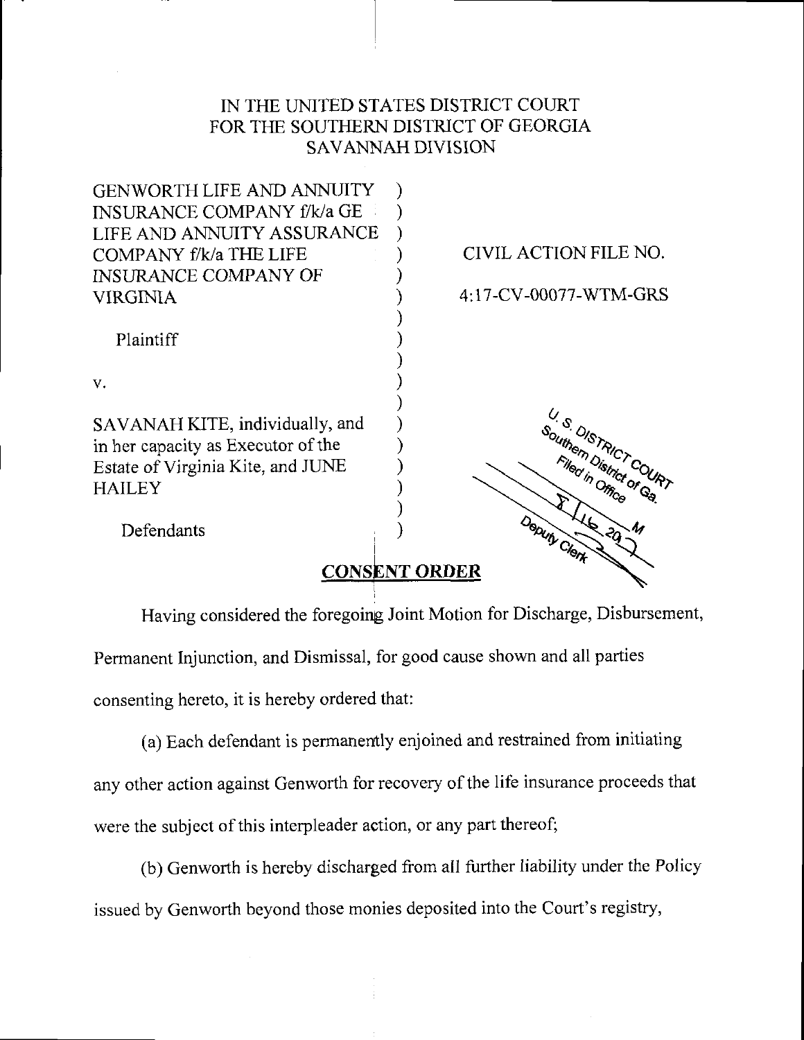IN THE UNITED STATES DISTRICT COURT
FOR THE SOUTHERN DISTRICT OF GEORGIA
SAVANNAH DIVISION

GENWORTH LIFE AND ANNUITY INSURANCE COMPANY f/k/a GE LIFE AND ANNUITY ASSURANCE COMPANY f/k/a THE LIFE INSURANCE COMPANY OF VIRGINIA

Plaintiff

v.

SAVANAH KITE, individually, and in her capacity as Executor of the Estate of Virginia Kite, and JUNE HAILEY

Defendants

CIVIL ACTION FILE NO.

4:17-CV-00077-WTM-GRS

U.S. DISTRICT COURT
Southern District of Ga.
Filed in Office
7/16 2017 M
Deputy Clerk

**CONSENT ORDER**

Having considered the foregoing Joint Motion for Discharge, Disbursement, Permanent Injunction, and Dismissal, for good cause shown and all parties consenting hereto, it is hereby ordered that:

(a) Each defendant is permanently enjoined and restrained from initiating any other action against Genworth for recovery of the life insurance proceeds that were the subject of this interpleader action, or any part thereof;

(b) Genworth is hereby discharged from all further liability under the Policy issued by Genworth beyond those monies deposited into the Court's registry,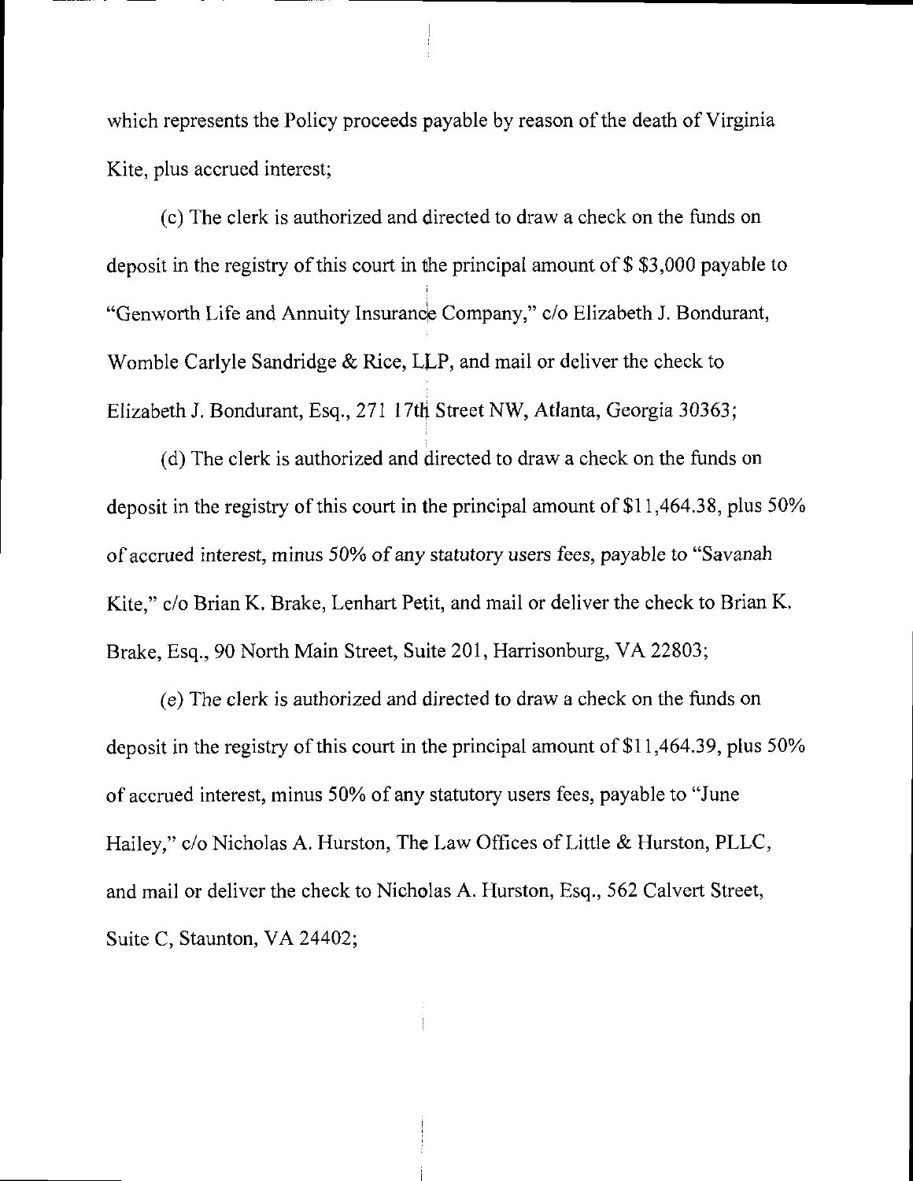which represents the Policy proceeds payable by reason of the death of Virginia Kite, plus accrued interest;

(c) The clerk is authorized and directed to draw a check on the funds on deposit in the registry of this court in the principal amount of $ $3,000 payable to "Genworth Life and Annuity Insurance Company," c/o Elizabeth J. Bondurant, Womble Carlyle Sandridge & Rice, LLP, and mail or deliver the check to Elizabeth J. Bondurant, Esq., 271 17th Street NW, Atlanta, Georgia 30363;

(d) The clerk is authorized and directed to draw a check on the funds on deposit in the registry of this court in the principal amount of $11,464.38, plus 50% of accrued interest, minus 50% of any statutory users fees, payable to "Savanah Kite," c/o Brian K. Brake, Lenhart Petit, and mail or deliver the check to Brian K. Brake, Esq., 90 North Main Street, Suite 201, Harrisonburg, VA 22803;

(e) The clerk is authorized and directed to draw a check on the funds on deposit in the registry of this court in the principal amount of $11,464.39, plus 50% of accrued interest, minus 50% of any statutory users fees, payable to "June Hailey," c/o Nicholas A. Hurston, The Law Offices of Little & Hurston, PLLC, and mail or deliver the check to Nicholas A. Hurston, Esq., 562 Calvert Street, Suite C, Staunton, VA 24402;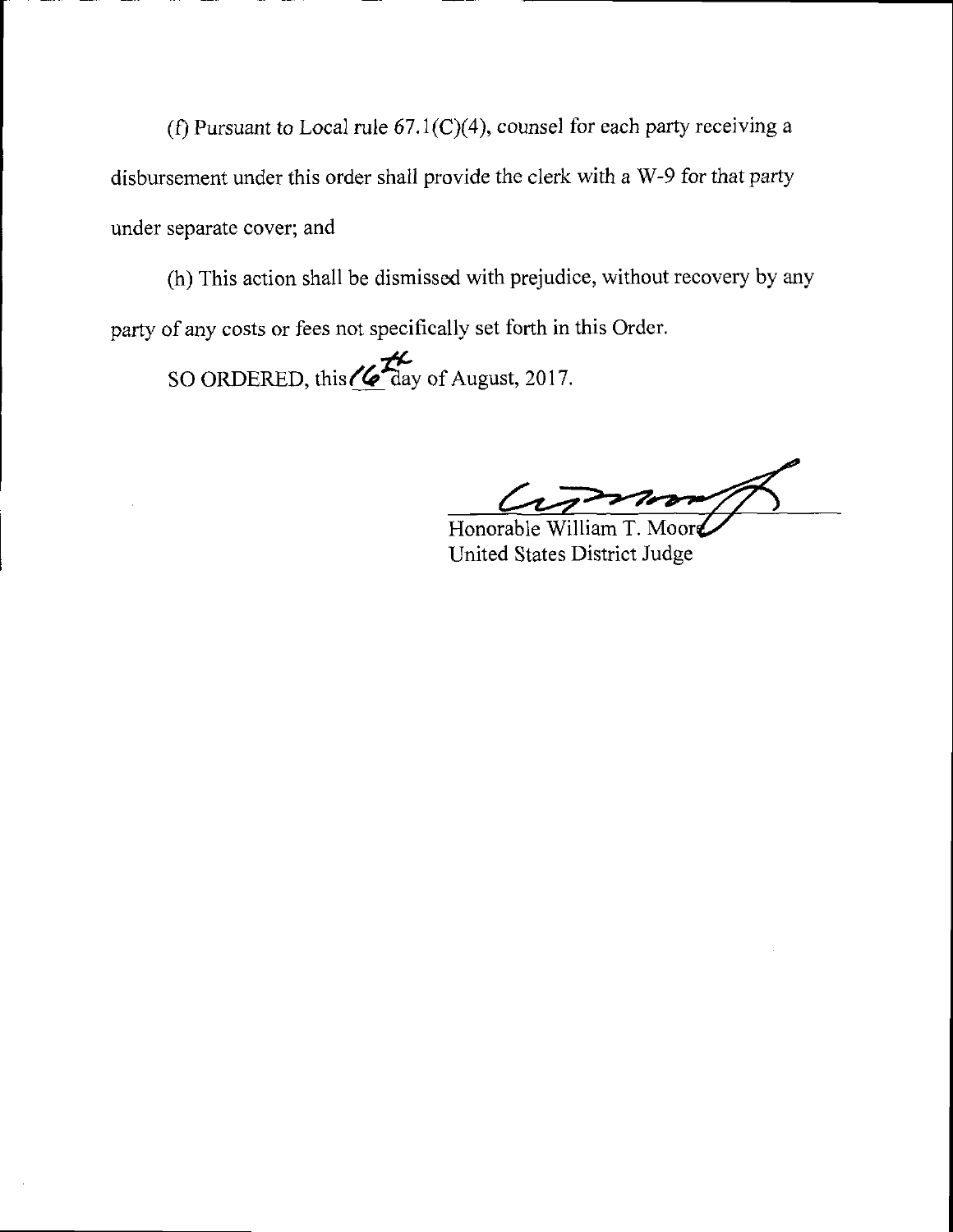(f) Pursuant to Local rule 67.1(C)(4), counsel for each party receiving a disbursement under this order shall provide the clerk with a W-9 for that party under separate cover; and

(h) This action shall be dismissed with prejudice, without recovery by any party of any costs or fees not specifically set forth in this Order.

SO ORDERED, this 16th day of August, 2017.

Honorable William T. Moore
United States District Judge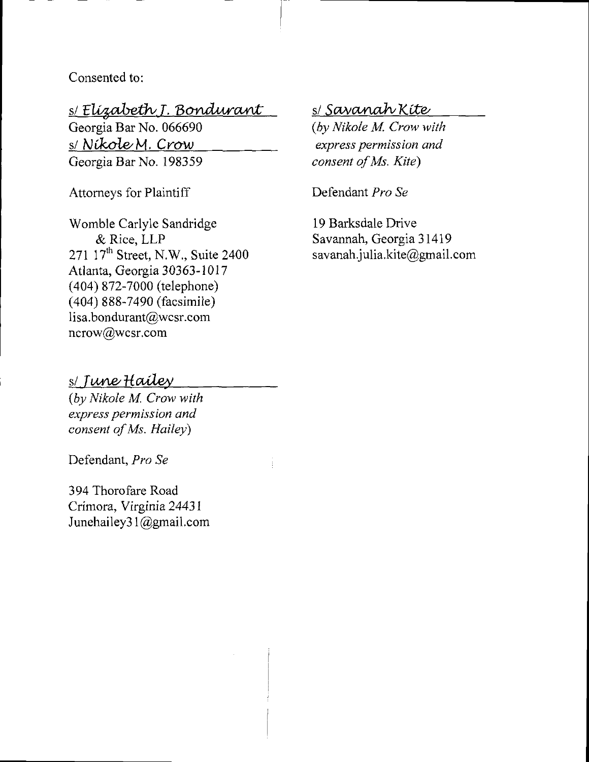Consented to:

s/ *Elizabeth J. Bondurant*
Georgia Bar No. 066690
s/ *Nikole M. Crow*
Georgia Bar No. 198359

Attorneys for Plaintiff

Womble Carlyle Sandridge
& Rice, LLP
271 17th Street, N.W., Suite 2400
Atlanta, Georgia 30363-1017
(404) 872-7000 (telephone)
(404) 888-7490 (facsimile)
lisa.bondurant@wcsr.com
ncrow@wcsr.com

s/ *Savanah Kite*
*(by Nikole M. Crow with express permission and consent of Ms. Kite)*

Defendant *Pro Se*

19 Barksdale Drive
Savannah, Georgia 31419
savanah.julia.kite@gmail.com

s/ *June Hailey*
*(by Nikole M. Crow with express permission and consent of Ms. Hailey)*

Defendant, *Pro Se*

394 Thorofare Road
Crimora, Virginia 24431
Junehailey31@gmail.com